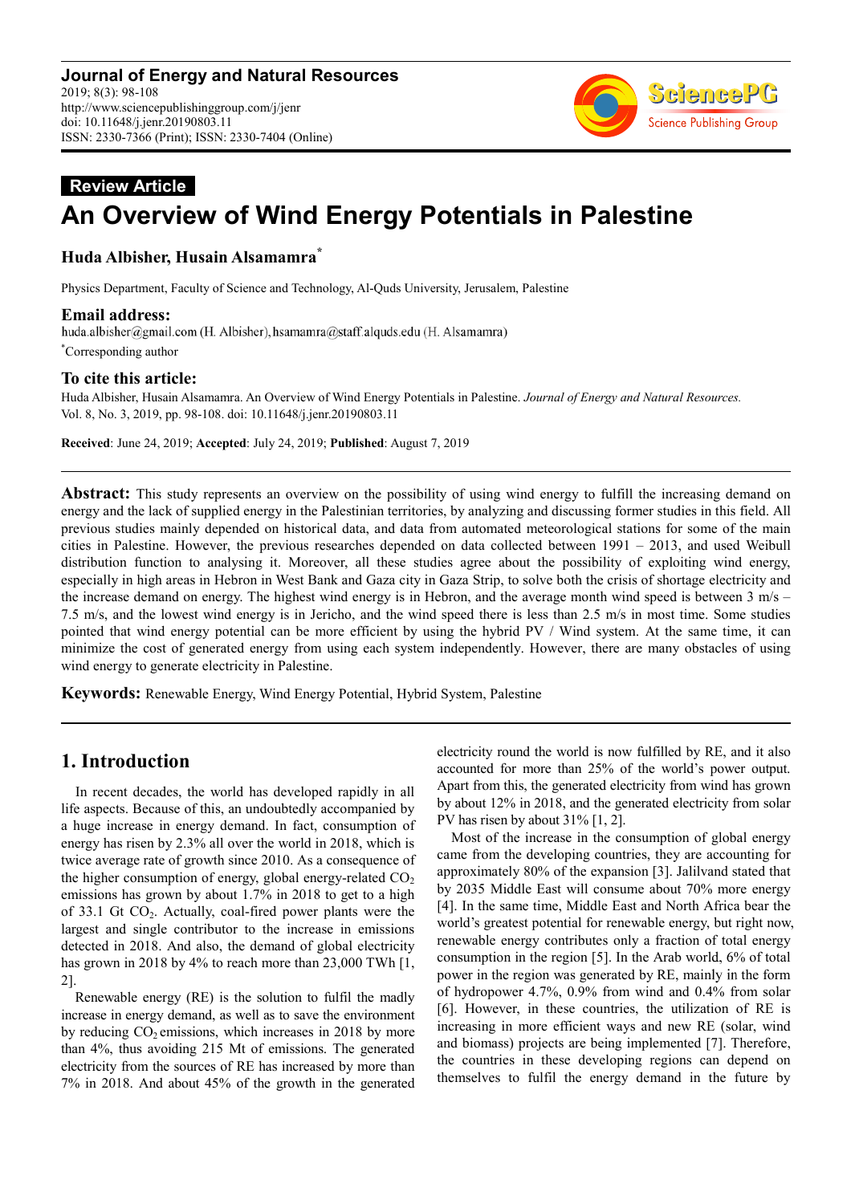**Journal of Energy and Natural Resources**
2019; 8(3): 98-108
http://www.sciencepublishinggroup.com/j/jenr
doi: 10.11648/j.jenr.20190803.11
ISSN: 2330-7366 (Print); ISSN: 2330-7404 (Online)

**Review Article**

# An Overview of Wind Energy Potentials in Palestine

**Huda Albisher, Husain Alsamamra***

Physics Department, Faculty of Science and Technology, Al-Quds University, Jerusalem, Palestine

**Email address:**

huda.albisher@gmail.com (H. Albisher), hsamamra@staff.alquds.edu (H. Alsamamra)

*Corresponding author

**To cite this article:**

Huda Albisher, Husain Alsamamra. An Overview of Wind Energy Potentials in Palestine. *Journal of Energy and Natural Resources.* Vol. 8, No. 3, 2019, pp. 98-108. doi: 10.11648/j.jenr.20190803.11

**Received**: June 24, 2019; **Accepted**: July 24, 2019; **Published**: August 7, 2019

---

**Abstract:** This study represents an overview on the possibility of using wind energy to fulfill the increasing demand on energy and the lack of supplied energy in the Palestinian territories, by analyzing and discussing former studies in this field. All previous studies mainly depended on historical data, and data from automated meteorological stations for some of the main cities in Palestine. However, the previous researches depended on data collected between 1991 – 2013, and used Weibull distribution function to analysing it. Moreover, all these studies agree about the possibility of exploiting wind energy, especially in high areas in Hebron in West Bank and Gaza city in Gaza Strip, to solve both the crisis of shortage electricity and the increase demand on energy. The highest wind energy is in Hebron, and the average month wind speed is between 3 m/s – 7.5 m/s, and the lowest wind energy is in Jericho, and the wind speed there is less than 2.5 m/s in most time. Some studies pointed that wind energy potential can be more efficient by using the hybrid PV / Wind system. At the same time, it can minimize the cost of generated energy from using each system independently. However, there are many obstacles of using wind energy to generate electricity in Palestine.

**Keywords:** Renewable Energy, Wind Energy Potential, Hybrid System, Palestine

---

## 1. Introduction

In recent decades, the world has developed rapidly in all life aspects. Because of this, an undoubtedly accompanied by a huge increase in energy demand. In fact, consumption of energy has risen by 2.3% all over the world in 2018, which is twice average rate of growth since 2010. As a consequence of the higher consumption of energy, global energy-related $CO_2$ emissions has grown by about 1.7% in 2018 to get to a high of 33.1 Gt $CO_2$. Actually, coal-fired power plants were the largest and single contributor to the increase in emissions detected in 2018. And also, the demand of global electricity has grown in 2018 by 4% to reach more than 23,000 TWh [1, 2].

Renewable energy (RE) is the solution to fulfil the madly increase in energy demand, as well as to save the environment by reducing $CO_2$ emissions, which increases in 2018 by more than 4%, thus avoiding 215 Mt of emissions. The generated electricity from the sources of RE has increased by more than 7% in 2018. And about 45% of the growth in the generated electricity round the world is now fulfilled by RE, and it also accounted for more than 25% of the world's power output. Apart from this, the generated electricity from wind has grown by about 12% in 2018, and the generated electricity from solar PV has risen by about 31% [1, 2].

Most of the increase in the consumption of global energy came from the developing countries, they are accounting for approximately 80% of the expansion [3]. Jalilvand stated that by 2035 Middle East will consume about 70% more energy [4]. In the same time, Middle East and North Africa bear the world's greatest potential for renewable energy, but right now, renewable energy contributes only a fraction of total energy consumption in the region [5]. In the Arab world, 6% of total power in the region was generated by RE, mainly in the form of hydropower 4.7%, 0.9% from wind and 0.4% from solar [6]. However, in these countries, the utilization of RE is increasing in more efficient ways and new RE (solar, wind and biomass) projects are being implemented [7]. Therefore, the countries in these developing regions can depend on themselves to fulfil the energy demand in the future by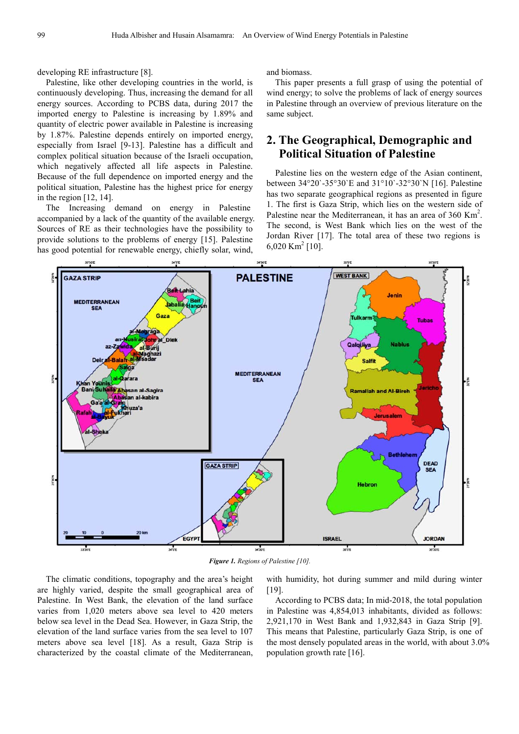developing RE infrastructure [8].

Palestine, like other developing countries in the world, is continuously developing. Thus, increasing the demand for all energy sources. According to PCBS data, during 2017 the imported energy to Palestine is increasing by 1.89% and quantity of electric power available in Palestine is increasing by 1.87%. Palestine depends entirely on imported energy, especially from Israel [9-13]. Palestine has a difficult and complex political situation because of the Israeli occupation, which negatively affected all life aspects in Palestine. Because of the full dependence on imported energy and the political situation, Palestine has the highest price for energy in the region [12, 14].

The Increasing demand on energy in Palestine accompanied by a lack of the quantity of the available energy. Sources of RE as their technologies have the possibility to provide solutions to the problems of energy [15]. Palestine has good potential for renewable energy, chiefly solar, wind, and biomass.

This paper presents a full grasp of using the potential of wind energy; to solve the problems of lack of energy sources in Palestine through an overview of previous literature on the same subject.

## 2. The Geographical, Demographic and Political Situation of Palestine

Palestine lies on the western edge of the Asian continent, between 34°20`-35°30`E and 31°10`-32°30`N [16]. Palestine has two separate geographical regions as presented in figure 1. The first is Gaza Strip, which lies on the western side of Palestine near the Mediterranean, it has an area of 360 $Km^2$. The second, is West Bank which lies on the west of the Jordan River [17]. The total area of these two regions is 6,020 $Km^2$ [10].

*Figure 1. Regions of Palestine [10].*

The climatic conditions, topography and the area's height are highly varied, despite the small geographical area of Palestine. In West Bank, the elevation of the land surface varies from 1,020 meters above sea level to 420 meters below sea level in the Dead Sea. However, in Gaza Strip, the elevation of the land surface varies from the sea level to 107 meters above sea level [18]. As a result, Gaza Strip is characterized by the coastal climate of the Mediterranean, with humidity, hot during summer and mild during winter [19].

According to PCBS data; In mid-2018, the total population in Palestine was 4,854,013 inhabitants, divided as follows: 2,921,170 in West Bank and 1,932,843 in Gaza Strip [9]. This means that Palestine, particularly Gaza Strip, is one of the most densely populated areas in the world, with about 3.0% population growth rate [16].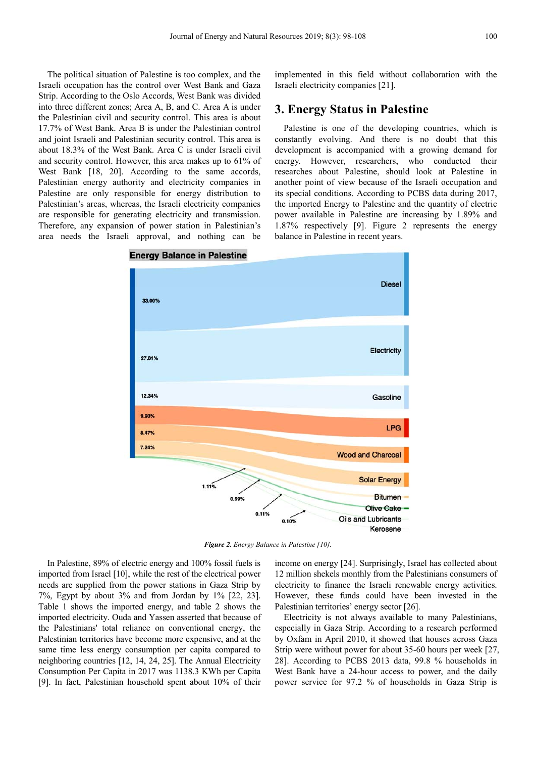The political situation of Palestine is too complex, and the Israeli occupation has the control over West Bank and Gaza Strip. According to the Oslo Accords, West Bank was divided into three different zones; Area A, B, and C. Area A is under the Palestinian civil and security control. This area is about 17.7% of West Bank. Area B is under the Palestinian control and joint Israeli and Palestinian security control. This area is about 18.3% of the West Bank. Area C is under Israeli civil and security control. However, this area makes up to 61% of West Bank [18, 20]. According to the same accords, Palestinian energy authority and electricity companies in Palestine are only responsible for energy distribution to Palestinian's areas, whereas, the Israeli electricity companies are responsible for generating electricity and transmission. Therefore, any expansion of power station in Palestinian's area needs the Israeli approval, and nothing can be implemented in this field without collaboration with the Israeli electricity companies [21].

## 3. Energy Status in Palestine

Palestine is one of the developing countries, which is constantly evolving. And there is no doubt that this development is accompanied with a growing demand for energy. However, researchers, who conducted their researches about Palestine, should look at Palestine in another point of view because of the Israeli occupation and its special conditions. According to PCBS data during 2017, the imported Energy to Palestine and the quantity of electric power available in Palestine are increasing by 1.89% and 1.87% respectively [9]. Figure 2 represents the energy balance in Palestine in recent years.

*Figure 2. Energy Balance in Palestine [10].*

In Palestine, 89% of electric energy and 100% fossil fuels is imported from Israel [10], while the rest of the electrical power needs are supplied from the power stations in Gaza Strip by 7%, Egypt by about 3% and from Jordan by 1% [22, 23]. Table 1 shows the imported energy, and table 2 shows the imported electricity. Ouda and Yassen asserted that because of the Palestinians' total reliance on conventional energy, the Palestinian territories have become more expensive, and at the same time less energy consumption per capita compared to neighboring countries [12, 14, 24, 25]. The Annual Electricity Consumption Per Capita in 2017 was 1138.3 KWh per Capita [9]. In fact, Palestinian household spent about 10% of their income on energy [24]. Surprisingly, Israel has collected about 12 million shekels monthly from the Palestinians consumers of electricity to finance the Israeli renewable energy activities. However, these funds could have been invested in the Palestinian territories' energy sector [26].

Electricity is not always available to many Palestinians, especially in Gaza Strip. According to a research performed by Oxfam in April 2010, it showed that houses across Gaza Strip were without power for about 35-60 hours per week [27, 28]. According to PCBS 2013 data, 99.8 % households in West Bank have a 24-hour access to power, and the daily power service for 97.2 % of households in Gaza Strip is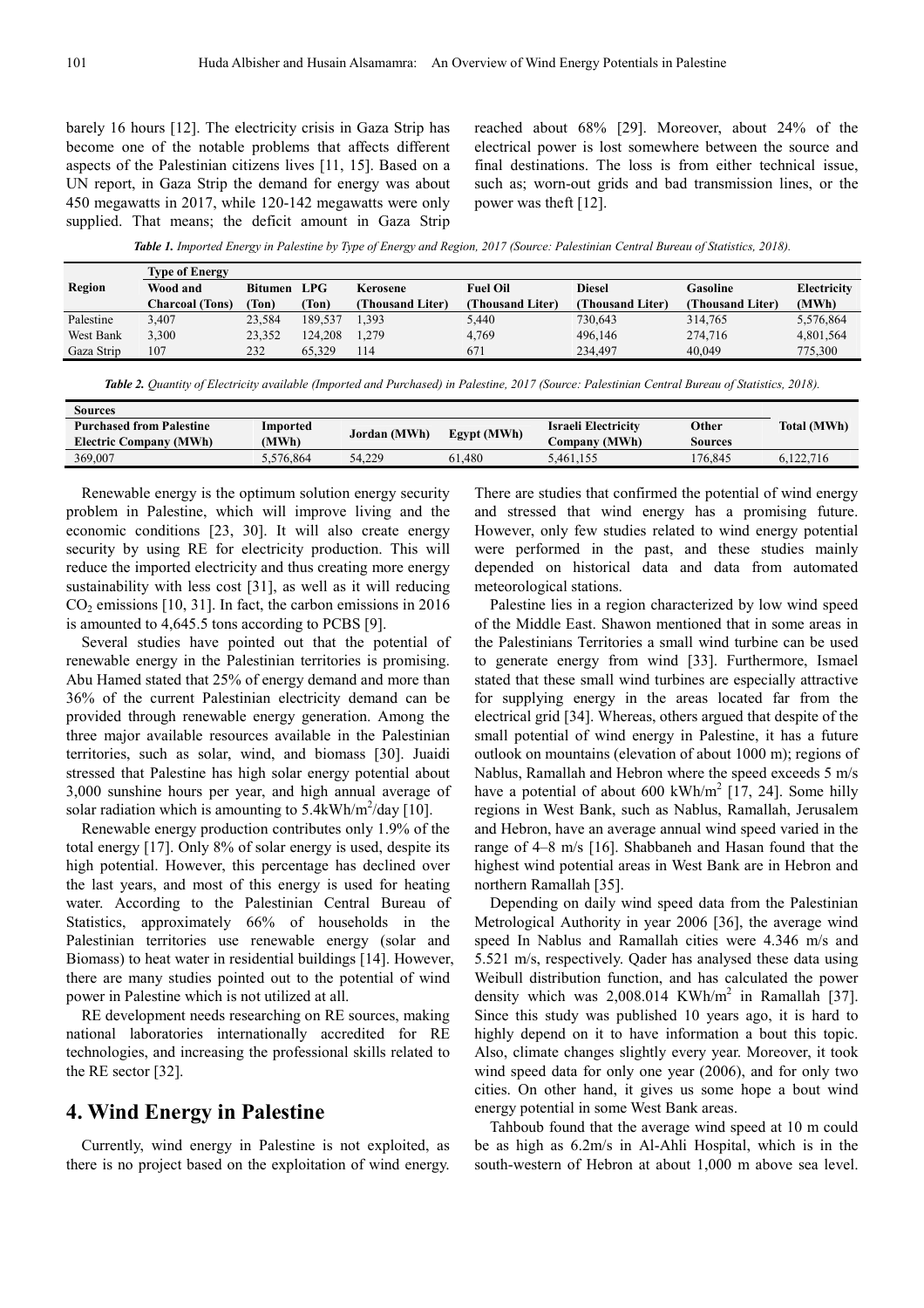barely 16 hours [12]. The electricity crisis in Gaza Strip has become one of the notable problems that affects different aspects of the Palestinian citizens lives [11, 15]. Based on a UN report, in Gaza Strip the demand for energy was about 450 megawatts in 2017, while 120-142 megawatts were only supplied. That means; the deficit amount in Gaza Strip reached about 68% [29]. Moreover, about 24% of the electrical power is lost somewhere between the source and final destinations. The loss is from either technical issue, such as; worn-out grids and bad transmission lines, or the power was theft [12].

***Table 1.*** *Imported Energy in Palestine by Type of Energy and Region, 2017 (Source: Palestinian Central Bureau of Statistics, 2018).*

| Region | Type of Energy | | | | | | | |
|---|---|---|---|---|---|---|---|---|
| | Wood and Charcoal (Tons) | Bitumen (Ton) | LPG (Ton) | Kerosene (Thousand Liter) | Fuel Oil (Thousand Liter) | Diesel (Thousand Liter) | Gasoline (Thousand Liter) | Electricity (MWh) |
| Palestine | 3,407 | 23,584 | 189,537 | 1,393 | 5,440 | 730,643 | 314,765 | 5,576,864 |
| West Bank | 3,300 | 23,352 | 124,208 | 1,279 | 4,769 | 496,146 | 274,716 | 4,801,564 |
| Gaza Strip | 107 | 232 | 65,329 | 114 | 671 | 234,497 | 40,049 | 775,300 |

***Table 2.*** *Quantity of Electricity available (Imported and Purchased) in Palestine, 2017 (Source: Palestinian Central Bureau of Statistics, 2018).*

| Sources | | | | | | |
|---|---|---|---|---|---|---|
| Purchased from Palestine Electric Company (MWh) | Imported (MWh) | Jordan (MWh) | Egypt (MWh) | Israeli Electricity Company (MWh) | Other Sources | Total (MWh) |
| 369,007 | 5,576,864 | 54,229 | 61,480 | 5,461,155 | 176,845 | 6,122,716 |

Renewable energy is the optimum solution energy security problem in Palestine, which will improve living and the economic conditions [23, 30]. It will also create energy security by using RE for electricity production. This will reduce the imported electricity and thus creating more energy sustainability with less cost [31], as well as it will reducing $CO_2$ emissions [10, 31]. In fact, the carbon emissions in 2016 is amounted to 4,645.5 tons according to PCBS [9].

Several studies have pointed out that the potential of renewable energy in the Palestinian territories is promising. Abu Hamed stated that 25% of energy demand and more than 36% of the current Palestinian electricity demand can be provided through renewable energy generation. Among the three major available resources available in the Palestinian territories, such as solar, wind, and biomass [30]. Juaidi stressed that Palestine has high solar energy potential about 3,000 sunshine hours per year, and high annual average of solar radiation which is amounting to 5.4kWh/m$^2$/day [10].

Renewable energy production contributes only 1.9% of the total energy [17]. Only 8% of solar energy is used, despite its high potential. However, this percentage has declined over the last years, and most of this energy is used for heating water. According to the Palestinian Central Bureau of Statistics, approximately 66% of households in the Palestinian territories use renewable energy (solar and Biomass) to heat water in residential buildings [14]. However, there are many studies pointed out to the potential of wind power in Palestine which is not utilized at all.

RE development needs researching on RE sources, making national laboratories internationally accredited for RE technologies, and increasing the professional skills related to the RE sector [32].

## 4. Wind Energy in Palestine

Currently, wind energy in Palestine is not exploited, as there is no project based on the exploitation of wind energy. There are studies that confirmed the potential of wind energy and stressed that wind energy has a promising future. However, only few studies related to wind energy potential were performed in the past, and these studies mainly depended on historical data and data from automated meteorological stations.

Palestine lies in a region characterized by low wind speed of the Middle East. Shawon mentioned that in some areas in the Palestinians Territories a small wind turbine can be used to generate energy from wind [33]. Furthermore, Ismael stated that these small wind turbines are especially attractive for supplying energy in the areas located far from the electrical grid [34]. Whereas, others argued that despite of the small potential of wind energy in Palestine, it has a future outlook on mountains (elevation of about 1000 m); regions of Nablus, Ramallah and Hebron where the speed exceeds 5 m/s have a potential of about 600 kWh/m$^2$ [17, 24]. Some hilly regions in West Bank, such as Nablus, Ramallah, Jerusalem and Hebron, have an average annual wind speed varied in the range of 4–8 m/s [16]. Shabbaneh and Hasan found that the highest wind potential areas in West Bank are in Hebron and northern Ramallah [35].

Depending on daily wind speed data from the Palestinian Metrological Authority in year 2006 [36], the average wind speed In Nablus and Ramallah cities were 4.346 m/s and 5.521 m/s, respectively. Qader has analysed these data using Weibull distribution function, and has calculated the power density which was 2,008.014 KWh/m$^2$ in Ramallah [37]. Since this study was published 10 years ago, it is hard to highly depend on it to have information a bout this topic. Also, climate changes slightly every year. Moreover, it took wind speed data for only one year (2006), and for only two cities. On other hand, it gives us some hope a bout wind energy potential in some West Bank areas.

Tahboub found that the average wind speed at 10 m could be as high as 6.2m/s in Al-Ahli Hospital, which is in the south-western of Hebron at about 1,000 m above sea level.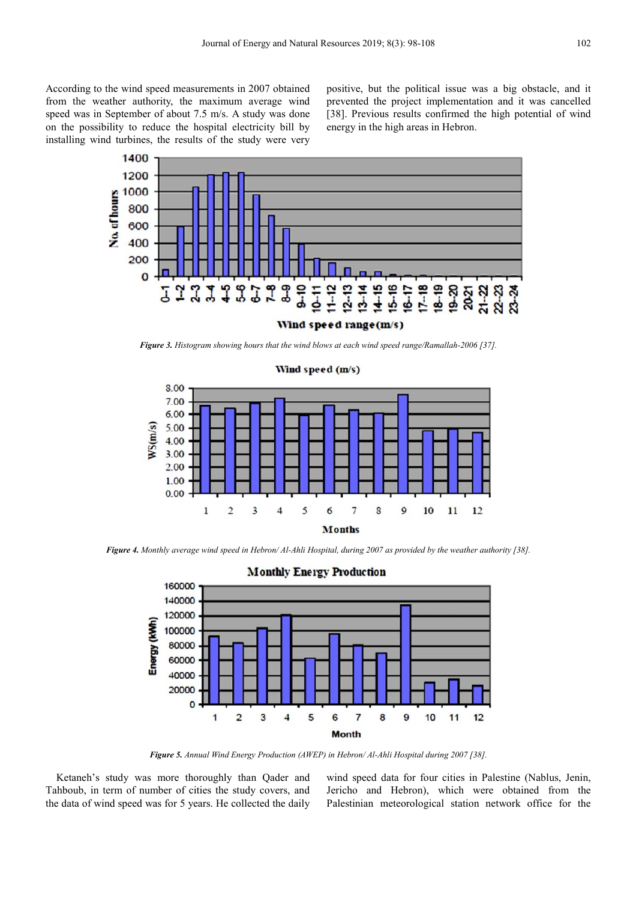According to the wind speed measurements in 2007 obtained from the weather authority, the maximum average wind speed was in September of about 7.5 m/s. A study was done on the possibility to reduce the hospital electricity bill by installing wind turbines, the results of the study were very positive, but the political issue was a big obstacle, and it prevented the project implementation and it was cancelled [38]. Previous results confirmed the high potential of wind energy in the high areas in Hebron.

***Figure 3.*** *Histogram showing hours that the wind blows at each wind speed range/Ramallah-2006 [37].*

***Figure 4.*** *Monthly average wind speed in Hebron/ Al-Ahli Hospital, during 2007 as provided by the weather authority [38].*

***Figure 5.*** *Annual Wind Energy Production (AWEP) in Hebron/ Al-Ahli Hospital during 2007 [38].*

Ketaneh's study was more thoroughly than Qader and Tahboub, in term of number of cities the study covers, and the data of wind speed was for 5 years. He collected the daily wind speed data for four cities in Palestine (Nablus, Jenin, Jericho and Hebron), which were obtained from the Palestinian meteorological station network office for the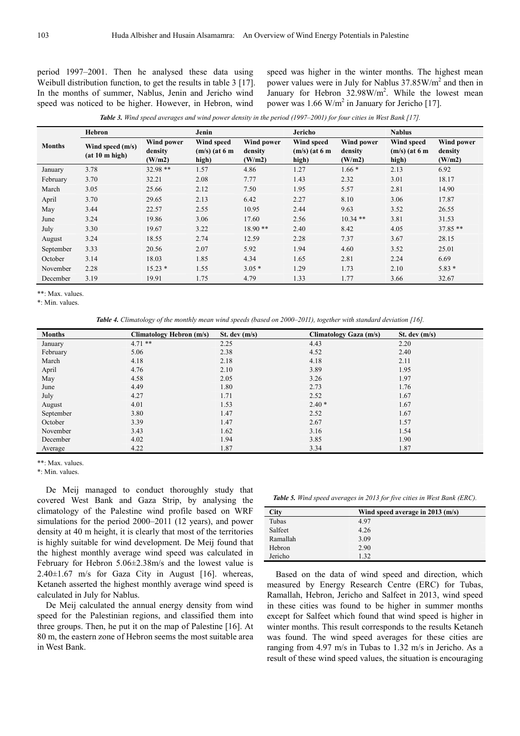period 1997–2001. Then he analysed these data using Weibull distribution function, to get the results in table 3 [17]. In the months of summer, Nablus, Jenin and Jericho wind speed was noticed to be higher. However, in Hebron, wind speed was higher in the winter months. The highest mean power values were in July for Nablus 37.85W/m$^2$ and then in January for Hebron 32.98W/m$^2$. While the lowest mean power was 1.66 W/m$^2$ in January for Jericho [17].

***Table 3.** Wind speed averages and wind power density in the period (1997–2001) for four cities in West Bank [17].*

| Months | Hebron | | Jenin | | Jericho | | Nablus | |
|---|---|---|---|---|---|---|---|---|
| | Wind speed (m/s) (at 10 m high) | Wind power density (W/m2) | Wind speed (m/s) (at 6 m high) | Wind power density (W/m2) | Wind speed (m/s) (at 6 m high) | Wind power density (W/m2) | Wind speed (m/s) (at 6 m high) | Wind power density (W/m2) |
| January | 3.78 | 32.98 ** | 1.57 | 4.86 | 1.27 | 1.66 * | 2.13 | 6.92 |
| February | 3.70 | 32.21 | 2.08 | 7.77 | 1.43 | 2.32 | 3.01 | 18.17 |
| March | 3.05 | 25.66 | 2.12 | 7.50 | 1.95 | 5.57 | 2.81 | 14.90 |
| April | 3.70 | 29.65 | 2.13 | 6.42 | 2.27 | 8.10 | 3.06 | 17.87 |
| May | 3.44 | 22.57 | 2.55 | 10.95 | 2.44 | 9.63 | 3.52 | 26.55 |
| June | 3.24 | 19.86 | 3.06 | 17.60 | 2.56 | 10.34 ** | 3.81 | 31.53 |
| July | 3.30 | 19.67 | 3.22 | 18.90 ** | 2.40 | 8.42 | 4.05 | 37.85 ** |
| August | 3.24 | 18.55 | 2.74 | 12.59 | 2.28 | 7.37 | 3.67 | 28.15 |
| September | 3.33 | 20.56 | 2.07 | 5.92 | 1.94 | 4.60 | 3.52 | 25.01 |
| October | 3.14 | 18.03 | 1.85 | 4.34 | 1.65 | 2.81 | 2.24 | 6.69 |
| November | 2.28 | 15.23 * | 1.55 | 3.05 * | 1.29 | 1.73 | 2.10 | 5.83 * |
| December | 3.19 | 19.91 | 1.75 | 4.79 | 1.33 | 1.77 | 3.66 | 32.67 |

**: Max. values.

*: Min. values.

***Table 4.** Climatology of the monthly mean wind speeds (based on 2000–2011), together with standard deviation [16].*

| Months | Climatology Hebron (m/s) | St. dev (m/s) | Climatology Gaza (m/s) | St. dev (m/s) |
|---|---|---|---|---|
| January | 4.71 ** | 2.25 | 4.43 | 2.20 |
| February | 5.06 | 2.38 | 4.52 | 2.40 |
| March | 4.18 | 2.18 | 4.18 | 2.11 |
| April | 4.76 | 2.10 | 3.89 | 1.95 |
| May | 4.58 | 2.05 | 3.26 | 1.97 |
| June | 4.49 | 1.80 | 2.73 | 1.76 |
| July | 4.27 | 1.71 | 2.52 | 1.67 |
| August | 4.01 | 1.53 | 2.40 * | 1.67 |
| September | 3.80 | 1.47 | 2.52 | 1.67 |
| October | 3.39 | 1.47 | 2.67 | 1.57 |
| November | 3.43 | 1.62 | 3.16 | 1.54 |
| December | 4.02 | 1.94 | 3.85 | 1.90 |
| Average | 4.22 | 1.87 | 3.34 | 1.87 |

**: Max. values.

*: Min. values.

De Meij managed to conduct thoroughly study that covered West Bank and Gaza Strip, by analysing the climatology of the Palestine wind profile based on WRF simulations for the period 2000–2011 (12 years), and power density at 40 m height, it is clearly that most of the territories is highly suitable for wind development. De Meij found that the highest monthly average wind speed was calculated in February for Hebron 5.06±2.38m/s and the lowest value is 2.40±1.67 m/s for Gaza City in August [16]. whereas, Ketaneh asserted the highest monthly average wind speed is calculated in July for Nablus.

De Meij calculated the annual energy density from wind speed for the Palestinian regions, and classified them into three groups. Then, he put it on the map of Palestine [16]. At 80 m, the eastern zone of Hebron seems the most suitable area in West Bank.

***Table 5.** Wind speed averages in 2013 for five cities in West Bank (ERC).*

| City | Wind speed average in 2013 (m/s) |
|---|---|
| Tubas | 4.97 |
| Salfeet | 4.26 |
| Ramallah | 3.09 |
| Hebron | 2.90 |
| Jericho | 1.32 |

Based on the data of wind speed and direction, which measured by Energy Research Centre (ERC) for Tubas, Ramallah, Hebron, Jericho and Salfeet in 2013, wind speed in these cities was found to be higher in summer months except for Salfeet which found that wind speed is higher in winter months. This result corresponds to the results Ketaneh was found. The wind speed averages for these cities are ranging from 4.97 m/s in Tubas to 1.32 m/s in Jericho. As a result of these wind speed values, the situation is encouraging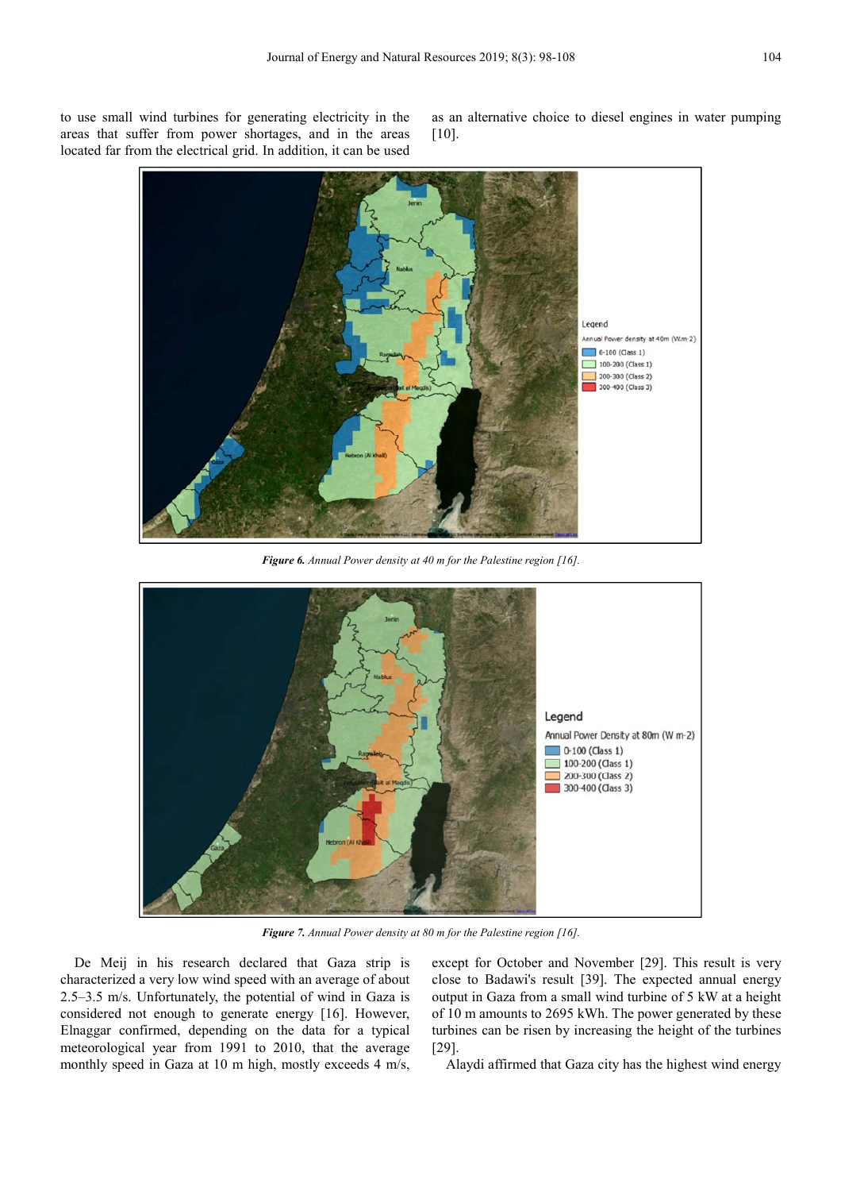to use small wind turbines for generating electricity in the areas that suffer from power shortages, and in the areas located far from the electrical grid. In addition, it can be used as an alternative choice to diesel engines in water pumping [10].

***Figure 6.*** *Annual Power density at 40 m for the Palestine region [16].*

***Figure 7.*** *Annual Power density at 80 m for the Palestine region [16].*

De Meij in his research declared that Gaza strip is characterized a very low wind speed with an average of about 2.5–3.5 m/s. Unfortunately, the potential of wind in Gaza is considered not enough to generate energy [16]. However, Elnaggar confirmed, depending on the data for a typical meteorological year from 1991 to 2010, that the average monthly speed in Gaza at 10 m high, mostly exceeds 4 m/s, except for October and November [29]. This result is very close to Badawi's result [39]. The expected annual energy output in Gaza from a small wind turbine of 5 kW at a height of 10 m amounts to 2695 kWh. The power generated by these turbines can be risen by increasing the height of the turbines [29].

Alaydi affirmed that Gaza city has the highest wind energy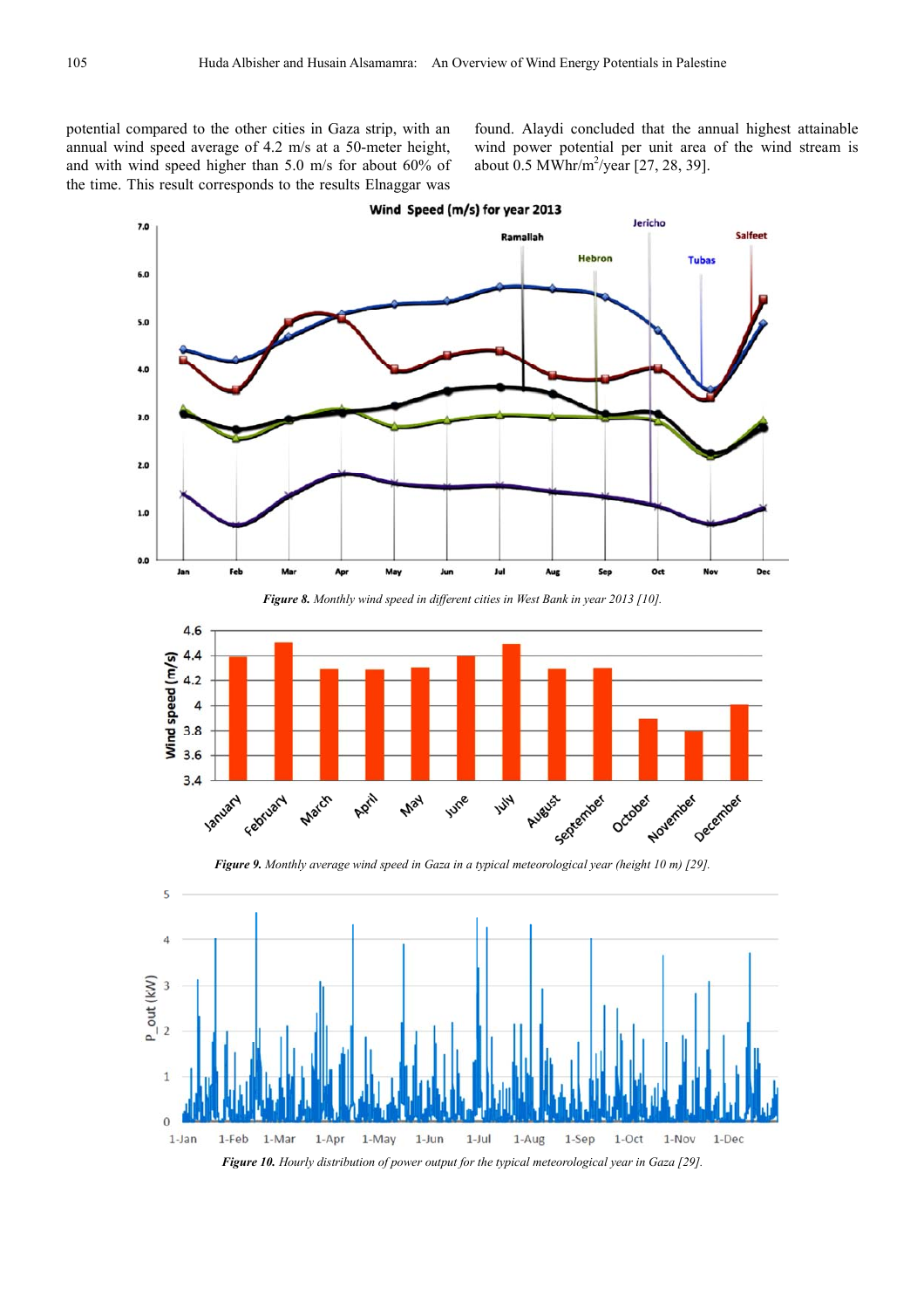potential compared to the other cities in Gaza strip, with an annual wind speed average of 4.2 m/s at a 50-meter height, and with wind speed higher than 5.0 m/s for about 60% of the time. This result corresponds to the results Elnaggar was found. Alaydi concluded that the annual highest attainable wind power potential per unit area of the wind stream is about 0.5 MWhr/m$^2$/year [27, 28, 39].

***Figure 8.*** *Monthly wind speed in different cities in West Bank in year 2013 [10].*

***Figure 9.*** *Monthly average wind speed in Gaza in a typical meteorological year (height 10 m) [29].*

***Figure 10.*** *Hourly distribution of power output for the typical meteorological year in Gaza [29].*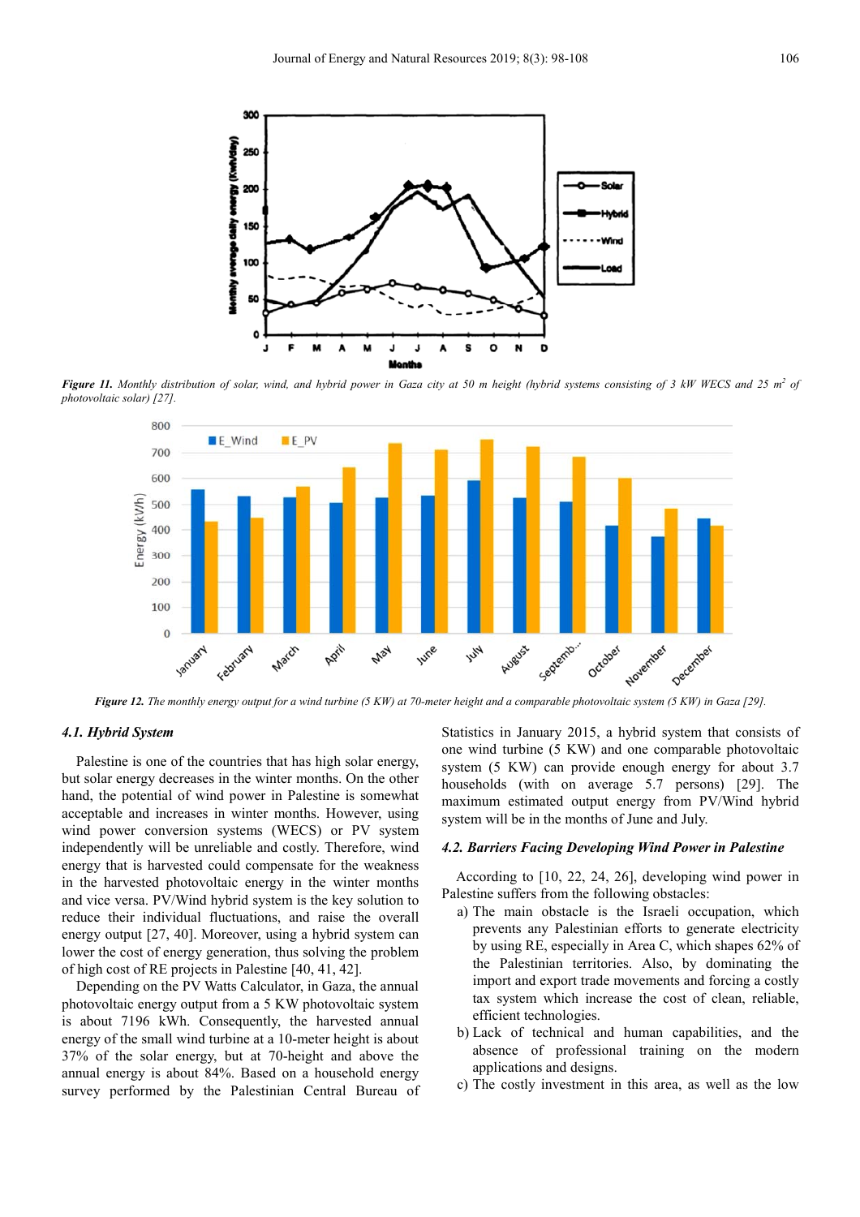*Figure 11. Monthly distribution of solar, wind, and hybrid power in Gaza city at 50 m height (hybrid systems consisting of 3 kW WECS and 25 m² of photovoltaic solar) [27].*

*Figure 12. The monthly energy output for a wind turbine (5 KW) at 70-meter height and a comparable photovoltaic system (5 KW) in Gaza [29].*

### 4.1. Hybrid System

Palestine is one of the countries that has high solar energy, but solar energy decreases in the winter months. On the other hand, the potential of wind power in Palestine is somewhat acceptable and increases in winter months. However, using wind power conversion systems (WECS) or PV system independently will be unreliable and costly. Therefore, wind energy that is harvested could compensate for the weakness in the harvested photovoltaic energy in the winter months and vice versa. PV/Wind hybrid system is the key solution to reduce their individual fluctuations, and raise the overall energy output [27, 40]. Moreover, using a hybrid system can lower the cost of energy generation, thus solving the problem of high cost of RE projects in Palestine [40, 41, 42].

Depending on the PV Watts Calculator, in Gaza, the annual photovoltaic energy output from a 5 KW photovoltaic system is about 7196 kWh. Consequently, the harvested annual energy of the small wind turbine at a 10-meter height is about 37% of the solar energy, but at 70-height and above the annual energy is about 84%. Based on a household energy survey performed by the Palestinian Central Bureau of Statistics in January 2015, a hybrid system that consists of one wind turbine (5 KW) and one comparable photovoltaic system (5 KW) can provide enough energy for about 3.7 households (with on average 5.7 persons) [29]. The maximum estimated output energy from PV/Wind hybrid system will be in the months of June and July.

### 4.2. Barriers Facing Developing Wind Power in Palestine

According to [10, 22, 24, 26], developing wind power in Palestine suffers from the following obstacles:

a) The main obstacle is the Israeli occupation, which prevents any Palestinian efforts to generate electricity by using RE, especially in Area C, which shapes 62% of the Palestinian territories. Also, by dominating the import and export trade movements and forcing a costly tax system which increase the cost of clean, reliable, efficient technologies.

b) Lack of technical and human capabilities, and the absence of professional training on the modern applications and designs.

c) The costly investment in this area, as well as the low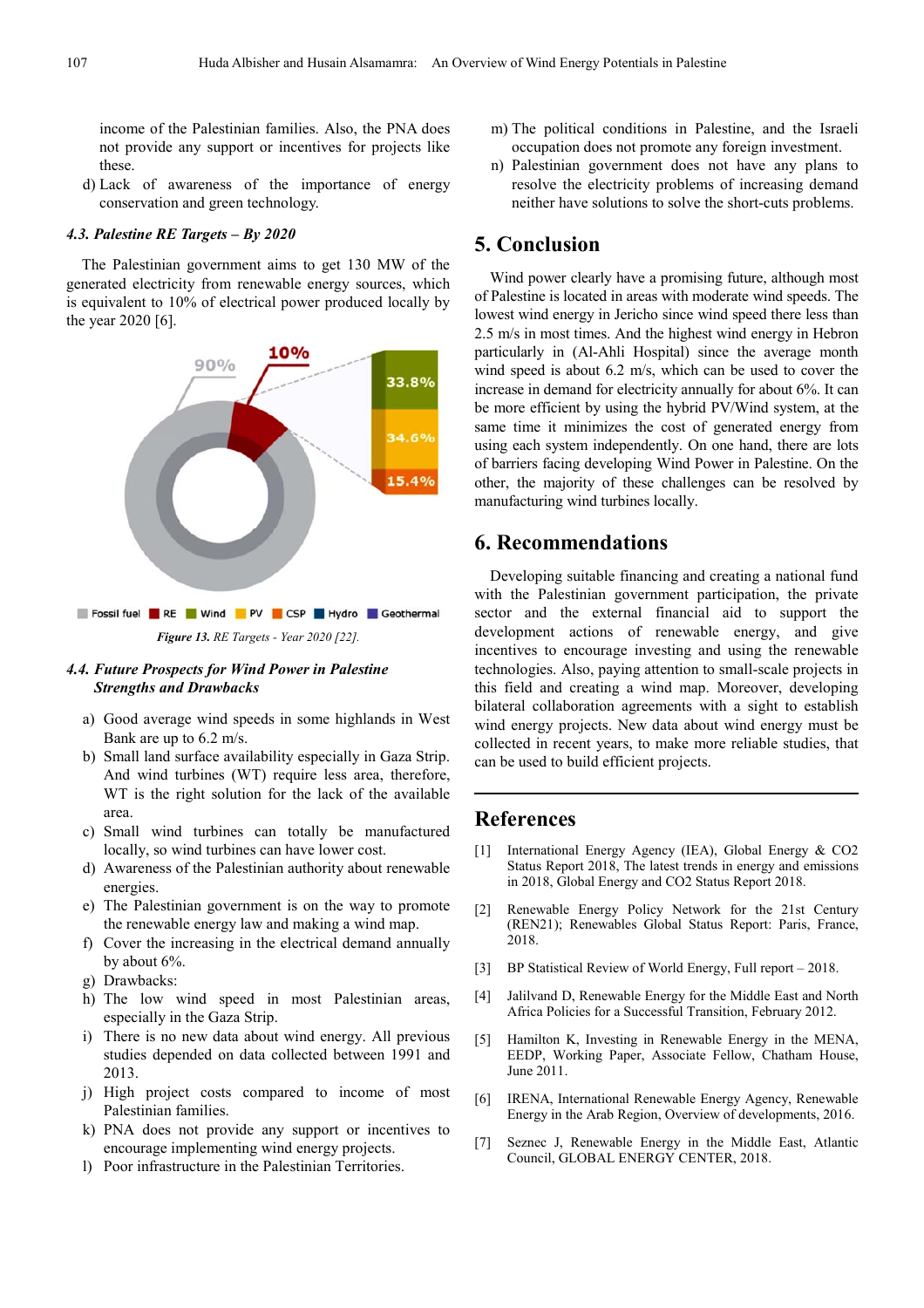income of the Palestinian families. Also, the PNA does not provide any support or incentives for projects like these.

d) Lack of awareness of the importance of energy conservation and green technology.

### *4.3. Palestine RE Targets – By 2020*

The Palestinian government aims to get 130 MW of the generated electricity from renewable energy sources, which is equivalent to 10% of electrical power produced locally by the year 2020 [6].

*Figure 13. RE Targets - Year 2020 [22].*

### *4.4. Future Prospects for Wind Power in Palestine Strengths and Drawbacks*

a) Good average wind speeds in some highlands in West Bank are up to 6.2 m/s.
b) Small land surface availability especially in Gaza Strip. And wind turbines (WT) require less area, therefore, WT is the right solution for the lack of the available area.
c) Small wind turbines can totally be manufactured locally, so wind turbines can have lower cost.
d) Awareness of the Palestinian authority about renewable energies.
e) The Palestinian government is on the way to promote the renewable energy law and making a wind map.
f) Cover the increasing in the electrical demand annually by about 6%.
g) Drawbacks:
h) The low wind speed in most Palestinian areas, especially in the Gaza Strip.
i) There is no new data about wind energy. All previous studies depended on data collected between 1991 and 2013.
j) High project costs compared to income of most Palestinian families.
k) PNA does not provide any support or incentives to encourage implementing wind energy projects.
l) Poor infrastructure in the Palestinian Territories.
m) The political conditions in Palestine, and the Israeli occupation does not promote any foreign investment.
n) Palestinian government does not have any plans to resolve the electricity problems of increasing demand neither have solutions to solve the short-cuts problems.

## 5. Conclusion

Wind power clearly have a promising future, although most of Palestine is located in areas with moderate wind speeds. The lowest wind energy in Jericho since wind speed there less than 2.5 m/s in most times. And the highest wind energy in Hebron particularly in (Al-Ahli Hospital) since the average month wind speed is about 6.2 m/s, which can be used to cover the increase in demand for electricity annually for about 6%. It can be more efficient by using the hybrid PV/Wind system, at the same time it minimizes the cost of generated energy from using each system independently. On one hand, there are lots of barriers facing developing Wind Power in Palestine. On the other, the majority of these challenges can be resolved by manufacturing wind turbines locally.

## 6. Recommendations

Developing suitable financing and creating a national fund with the Palestinian government participation, the private sector and the external financial aid to support the development actions of renewable energy, and give incentives to encourage investing and using the renewable technologies. Also, paying attention to small-scale projects in this field and creating a wind map. Moreover, developing bilateral collaboration agreements with a sight to establish wind energy projects. New data about wind energy must be collected in recent years, to make more reliable studies, that can be used to build efficient projects.

## References

[1] International Energy Agency (IEA), Global Energy & CO2 Status Report 2018, The latest trends in energy and emissions in 2018, Global Energy and CO2 Status Report 2018.

[2] Renewable Energy Policy Network for the 21st Century (REN21); Renewables Global Status Report: Paris, France, 2018.

[3] BP Statistical Review of World Energy, Full report – 2018.

[4] Jalilvand D, Renewable Energy for the Middle East and North Africa Policies for a Successful Transition, February 2012.

[5] Hamilton K, Investing in Renewable Energy in the MENA, EEDP, Working Paper, Associate Fellow, Chatham House, June 2011.

[6] IRENA, International Renewable Energy Agency, Renewable Energy in the Arab Region, Overview of developments, 2016.

[7] Seznec J, Renewable Energy in the Middle East, Atlantic Council, GLOBAL ENERGY CENTER, 2018.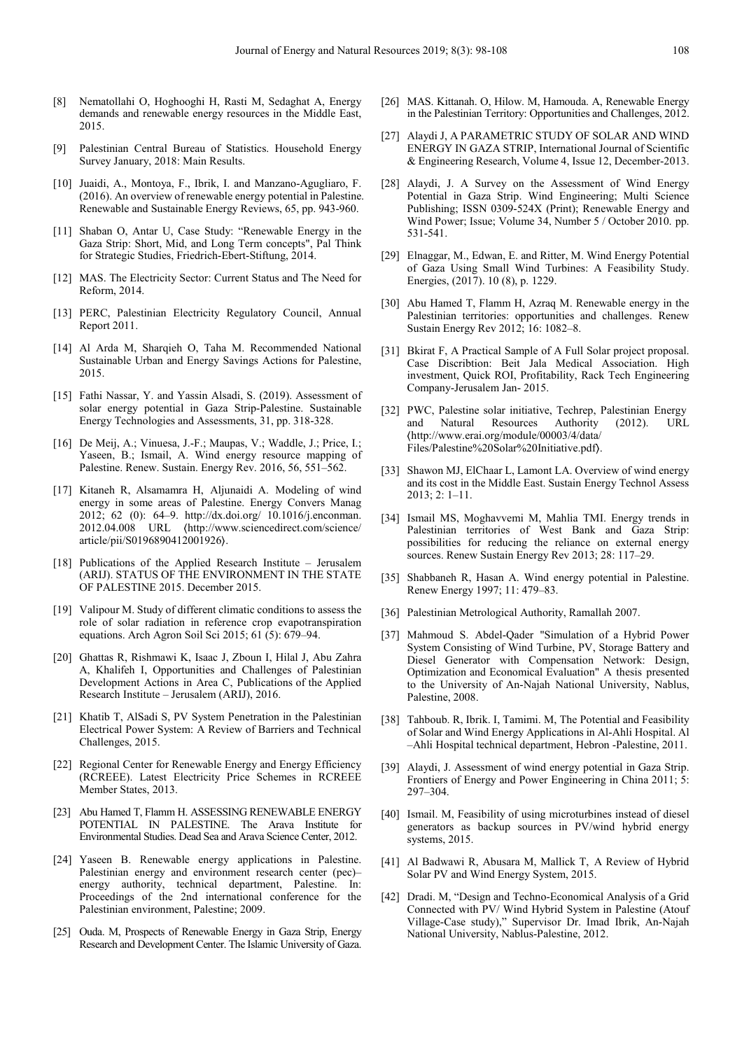[8] Nematollahi O, Hoghooghi H, Rasti M, Sedaghat A, Energy demands and renewable energy resources in the Middle East, 2015.

[9] Palestinian Central Bureau of Statistics. Household Energy Survey January, 2018: Main Results.

[10] Juaidi, A., Montoya, F., Ibrik, I. and Manzano-Agugliaro, F. (2016). An overview of renewable energy potential in Palestine. Renewable and Sustainable Energy Reviews, 65, pp. 943-960.

[11] Shaban O, Antar U, Case Study: "Renewable Energy in the Gaza Strip: Short, Mid, and Long Term concepts", Pal Think for Strategic Studies, Friedrich-Ebert-Stiftung, 2014.

[12] MAS. The Electricity Sector: Current Status and The Need for Reform, 2014.

[13] PERC, Palestinian Electricity Regulatory Council, Annual Report 2011.

[14] Al Arda M, Sharqieh O, Taha M. Recommended National Sustainable Urban and Energy Savings Actions for Palestine, 2015.

[15] Fathi Nassar, Y. and Yassin Alsadi, S. (2019). Assessment of solar energy potential in Gaza Strip-Palestine. Sustainable Energy Technologies and Assessments, 31, pp. 318-328.

[16] De Meij, A.; Vinuesa, J.-F.; Maupas, V.; Waddle, J.; Price, I.; Yaseen, B.; Ismail, A. Wind energy resource mapping of Palestine. Renew. Sustain. Energy Rev. 2016, 56, 551–562.

[17] Kitaneh R, Alsamamra H, Aljunaidi A. Modeling of wind energy in some areas of Palestine. Energy Convers Manag 2012; 62 (0): 64–9. http://dx.doi.org/ 10.1016/j.enconman. 2012.04.008 URL ⟨http://www.sciencedirect.com/science/ article/pii/S0196890412001926⟩.

[18] Publications of the Applied Research Institute – Jerusalem (ARIJ). STATUS OF THE ENVIRONMENT IN THE STATE OF PALESTINE 2015. December 2015.

[19] Valipour M. Study of different climatic conditions to assess the role of solar radiation in reference crop evapotranspiration equations. Arch Agron Soil Sci 2015; 61 (5): 679–94.

[20] Ghattas R, Rishmawi K, Isaac J, Zboun I, Hilal J, Abu Zahra A, Khalifeh I, Opportunities and Challenges of Palestinian Development Actions in Area C, Publications of the Applied Research Institute – Jerusalem (ARIJ), 2016.

[21] Khatib T, AlSadi S, PV System Penetration in the Palestinian Electrical Power System: A Review of Barriers and Technical Challenges, 2015.

[22] Regional Center for Renewable Energy and Energy Efficiency (RCREEE). Latest Electricity Price Schemes in RCREEE Member States, 2013.

[23] Abu Hamed T, Flamm H. ASSESSING RENEWABLE ENERGY POTENTIAL IN PALESTINE. The Arava Institute for Environmental Studies. Dead Sea and Arava Science Center, 2012.

[24] Yaseen B. Renewable energy applications in Palestine. Palestinian energy and environment research center (pec)– energy authority, technical department, Palestine. In: Proceedings of the 2nd international conference for the Palestinian environment, Palestine; 2009.

[25] Ouda. M, Prospects of Renewable Energy in Gaza Strip, Energy Research and Development Center. The Islamic University of Gaza.

[26] MAS. Kittanah. O, Hilow. M, Hamouda. A, Renewable Energy in the Palestinian Territory: Opportunities and Challenges, 2012.

[27] Alaydi J, A PARAMETRIC STUDY OF SOLAR AND WIND ENERGY IN GAZA STRIP, International Journal of Scientific & Engineering Research, Volume 4, Issue 12, December-2013.

[28] Alaydi, J. A Survey on the Assessment of Wind Energy Potential in Gaza Strip. Wind Engineering; Multi Science Publishing; ISSN 0309-524X (Print); Renewable Energy and Wind Power; Issue; Volume 34, Number 5 / October 2010. pp. 531-541.

[29] Elnaggar, M., Edwan, E. and Ritter, M. Wind Energy Potential of Gaza Using Small Wind Turbines: A Feasibility Study. Energies, (2017). 10 (8), p. 1229.

[30] Abu Hamed T, Flamm H, Azraq M. Renewable energy in the Palestinian territories: opportunities and challenges. Renew Sustain Energy Rev 2012; 16: 1082–8.

[31] Bkirat F, A Practical Sample of A Full Solar project proposal. Case Discribtion: Beit Jala Medical Association. High investment, Quick ROI, Profitability, Rack Tech Engineering Company-Jerusalem Jan- 2015.

[32] PWC, Palestine solar initiative, Techrep, Palestinian Energy and Natural Resources Authority (2012). URL ⟨http://www.erai.org/module/00003/4/data/ Files/Palestine%20Solar%20Initiative.pdf⟩.

[33] Shawon MJ, ElChaar L, Lamont LA. Overview of wind energy and its cost in the Middle East. Sustain Energy Technol Assess 2013; 2: 1–11.

[34] Ismail MS, Moghavvemi M, Mahlia TMI. Energy trends in Palestinian territories of West Bank and Gaza Strip: possibilities for reducing the reliance on external energy sources. Renew Sustain Energy Rev 2013; 28: 117–29.

[35] Shabbaneh R, Hasan A. Wind energy potential in Palestine. Renew Energy 1997; 11: 479–83.

[36] Palestinian Metrological Authority, Ramallah 2007.

[37] Mahmoud S. Abdel-Qader "Simulation of a Hybrid Power System Consisting of Wind Turbine, PV, Storage Battery and Diesel Generator with Compensation Network: Design, Optimization and Economical Evaluation" A thesis presented to the University of An-Najah National University, Nablus, Palestine, 2008.

[38] Tahboub. R, Ibrik. I, Tamimi. M, The Potential and Feasibility of Solar and Wind Energy Applications in Al-Ahli Hospital. Al –Ahli Hospital technical department, Hebron -Palestine, 2011.

[39] Alaydi, J. Assessment of wind energy potential in Gaza Strip. Frontiers of Energy and Power Engineering in China 2011; 5: 297–304.

[40] Ismail. M, Feasibility of using microturbines instead of diesel generators as backup sources in PV/wind hybrid energy systems, 2015.

[41] Al Badwawi R, Abusara M, Mallick T, A Review of Hybrid Solar PV and Wind Energy System, 2015.

[42] Dradi. M, "Design and Techno-Economical Analysis of a Grid Connected with PV/ Wind Hybrid System in Palestine (Atouf Village-Case study)," Supervisor Dr. Imad Ibrik, An-Najah National University, Nablus-Palestine, 2012.